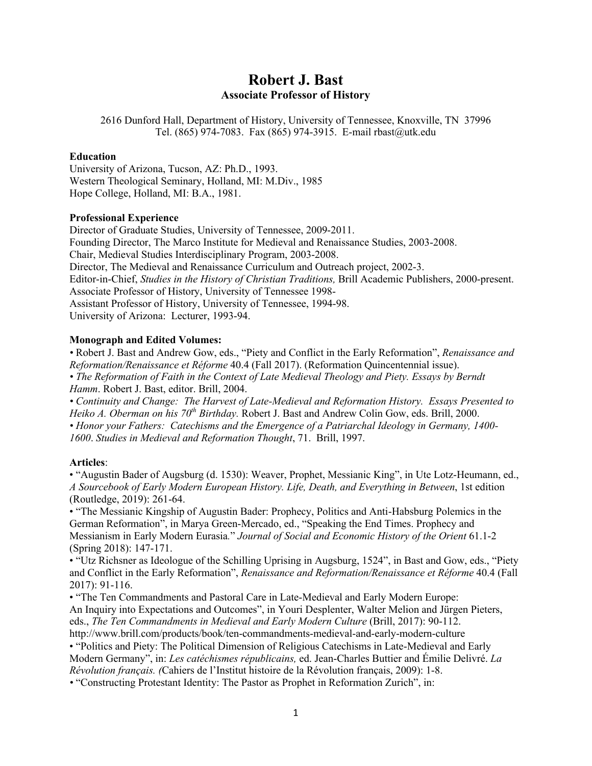# Robert J. Bast

**Associate Professor of History**

2616 Dunford Hall, Department of History, University of Tennessee, Knoxville, TN 37996
Tel. (865) 974-7083. Fax (865) 974-3915. E-mail rbast@utk.edu

**Education**

University of Arizona, Tucson, AZ: Ph.D., 1993.
Western Theological Seminary, Holland, MI: M.Div., 1985
Hope College, Holland, MI: B.A., 1981.

**Professional Experience**

Director of Graduate Studies, University of Tennessee, 2009-2011.
Founding Director, The Marco Institute for Medieval and Renaissance Studies, 2003-2008.
Chair, Medieval Studies Interdisciplinary Program, 2003-2008.
Director, The Medieval and Renaissance Curriculum and Outreach project, 2002-3.
Editor-in-Chief, *Studies in the History of Christian Traditions,* Brill Academic Publishers, 2000-present.
Associate Professor of History, University of Tennessee 1998-
Assistant Professor of History, University of Tennessee, 1994-98.
University of Arizona: Lecturer, 1993-94.

**Monograph and Edited Volumes:**

• Robert J. Bast and Andrew Gow, eds., "Piety and Conflict in the Early Reformation", *Renaissance and Reformation/Renaissance et Réforme* 40.4 (Fall 2017). (Reformation Quincentennial issue).
• *The Reformation of Faith in the Context of Late Medieval Theology and Piety. Essays by Berndt Hamm*. Robert J. Bast, editor. Brill, 2004.
• *Continuity and Change: The Harvest of Late-Medieval and Reformation History. Essays Presented to Heiko A. Oberman on his 70th Birthday.* Robert J. Bast and Andrew Colin Gow, eds. Brill, 2000.
• *Honor your Fathers: Catechisms and the Emergence of a Patriarchal Ideology in Germany, 1400-1600*. *Studies in Medieval and Reformation Thought*, 71. Brill, 1997.

**Articles**:

• "Augustin Bader of Augsburg (d. 1530): Weaver, Prophet, Messianic King", in Ute Lotz-Heumann, ed., *A Sourcebook of Early Modern European History. Life, Death, and Everything in Between*, 1st edition (Routledge, 2019): 261-64.
• "The Messianic Kingship of Augustin Bader: Prophecy, Politics and Anti-Habsburg Polemics in the German Reformation", in Marya Green-Mercado, ed., "Speaking the End Times. Prophecy and Messianism in Early Modern Eurasia." *Journal of Social and Economic History of the Orient* 61.1-2 (Spring 2018): 147-171.
• "Utz Richsner as Ideologue of the Schilling Uprising in Augsburg, 1524", in Bast and Gow, eds., "Piety and Conflict in the Early Reformation", *Renaissance and Reformation/Renaissance et Réforme* 40.4 (Fall 2017): 91-116.
• "The Ten Commandments and Pastoral Care in Late-Medieval and Early Modern Europe: An Inquiry into Expectations and Outcomes", in Youri Desplenter, Walter Melion and Jürgen Pieters, eds., *The Ten Commandments in Medieval and Early Modern Culture* (Brill, 2017): 90-112. http://www.brill.com/products/book/ten-commandments-medieval-and-early-modern-culture
• "Politics and Piety: The Political Dimension of Religious Catechisms in Late-Medieval and Early Modern Germany", in: *Les catéchismes républicains,* ed. Jean-Charles Buttier and Émilie Delivré. *La Révolution français. (*Cahiers de l'Institut histoire de la Révolution français, 2009): 1-8.
• "Constructing Protestant Identity: The Pastor as Prophet in Reformation Zurich", in: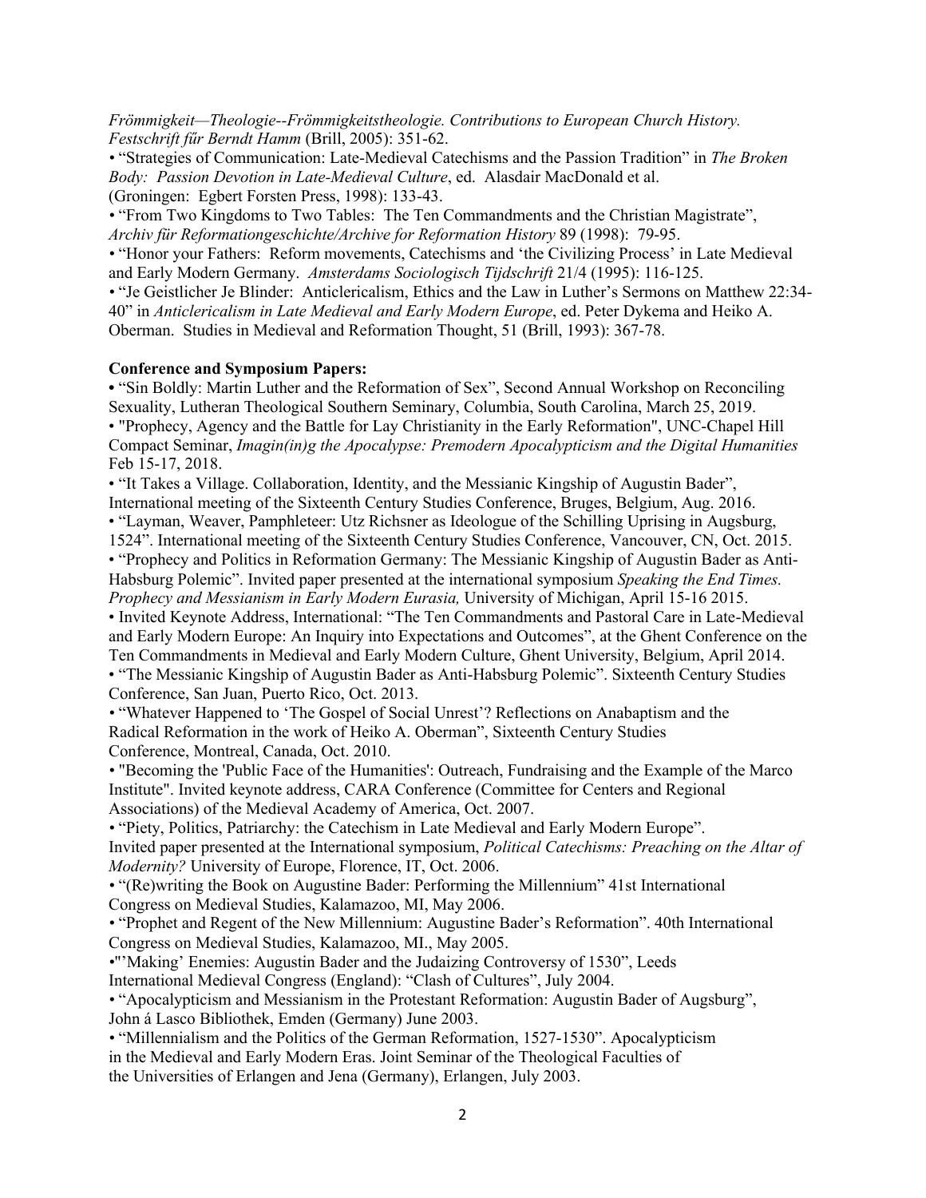*Frömmigkeit—Theologie--Frömmigkeitstheologie. Contributions to European Church History. Festschrift fűr Berndt Hamm* (Brill, 2005): 351-62.

• "Strategies of Communication: Late-Medieval Catechisms and the Passion Tradition" in *The Broken Body: Passion Devotion in Late-Medieval Culture*, ed. Alasdair MacDonald et al. (Groningen: Egbert Forsten Press, 1998): 133-43.

• "From Two Kingdoms to Two Tables: The Ten Commandments and the Christian Magistrate", *Archiv für Reformationgeschichte/Archive for Reformation History* 89 (1998): 79-95.

• "Honor your Fathers: Reform movements, Catechisms and 'the Civilizing Process' in Late Medieval and Early Modern Germany. *Amsterdams Sociologisch Tijdschrift* 21/4 (1995): 116-125.

• "Je Geistlicher Je Blinder: Anticlericalism, Ethics and the Law in Luther's Sermons on Matthew 22:34-40" in *Anticlericalism in Late Medieval and Early Modern Europe*, ed. Peter Dykema and Heiko A. Oberman. Studies in Medieval and Reformation Thought, 51 (Brill, 1993): 367-78.

**Conference and Symposium Papers:**

**•** "Sin Boldly: Martin Luther and the Reformation of Sex", Second Annual Workshop on Reconciling Sexuality, Lutheran Theological Southern Seminary, Columbia, South Carolina, March 25, 2019.

• "Prophecy, Agency and the Battle for Lay Christianity in the Early Reformation", UNC-Chapel Hill Compact Seminar, *Imagin(in)g the Apocalypse: Premodern Apocalypticism and the Digital Humanities* Feb 15-17, 2018.

• "It Takes a Village. Collaboration, Identity, and the Messianic Kingship of Augustin Bader", International meeting of the Sixteenth Century Studies Conference, Bruges, Belgium, Aug. 2016.

• "Layman, Weaver, Pamphleteer: Utz Richsner as Ideologue of the Schilling Uprising in Augsburg, 1524". International meeting of the Sixteenth Century Studies Conference, Vancouver, CN, Oct. 2015.

• "Prophecy and Politics in Reformation Germany: The Messianic Kingship of Augustin Bader as Anti-Habsburg Polemic". Invited paper presented at the international symposium *Speaking the End Times. Prophecy and Messianism in Early Modern Eurasia,* University of Michigan, April 15-16 2015.

• Invited Keynote Address, International: "The Ten Commandments and Pastoral Care in Late-Medieval and Early Modern Europe: An Inquiry into Expectations and Outcomes", at the Ghent Conference on the Ten Commandments in Medieval and Early Modern Culture, Ghent University, Belgium, April 2014.

• "The Messianic Kingship of Augustin Bader as Anti-Habsburg Polemic". Sixteenth Century Studies Conference, San Juan, Puerto Rico, Oct. 2013.

• "Whatever Happened to 'The Gospel of Social Unrest'? Reflections on Anabaptism and the Radical Reformation in the work of Heiko A. Oberman", Sixteenth Century Studies Conference, Montreal, Canada, Oct. 2010.

• "Becoming the 'Public Face of the Humanities': Outreach, Fundraising and the Example of the Marco Institute". Invited keynote address, CARA Conference (Committee for Centers and Regional Associations) of the Medieval Academy of America, Oct. 2007.

• "Piety, Politics, Patriarchy: the Catechism in Late Medieval and Early Modern Europe". Invited paper presented at the International symposium, *Political Catechisms: Preaching on the Altar of Modernity?* University of Europe, Florence, IT, Oct. 2006.

• "(Re)writing the Book on Augustine Bader: Performing the Millennium" 41st International Congress on Medieval Studies, Kalamazoo, MI, May 2006.

• "Prophet and Regent of the New Millennium: Augustine Bader's Reformation". 40th International Congress on Medieval Studies, Kalamazoo, MI., May 2005.

•"'Making' Enemies: Augustin Bader and the Judaizing Controversy of 1530", Leeds International Medieval Congress (England): "Clash of Cultures", July 2004.

• "Apocalypticism and Messianism in the Protestant Reformation: Augustin Bader of Augsburg", John á Lasco Bibliothek, Emden (Germany) June 2003.

• "Millennialism and the Politics of the German Reformation, 1527-1530". Apocalypticism in the Medieval and Early Modern Eras. Joint Seminar of the Theological Faculties of the Universities of Erlangen and Jena (Germany), Erlangen, July 2003.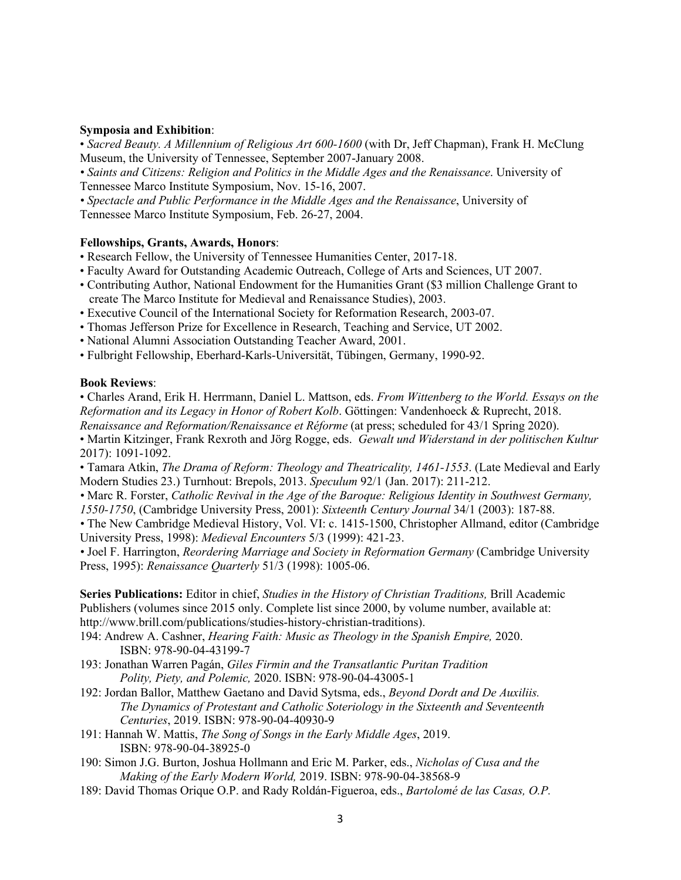**Symposia and Exhibition**:

• *Sacred Beauty. A Millennium of Religious Art 600-1600* (with Dr, Jeff Chapman), Frank H. McClung Museum, the University of Tennessee, September 2007-January 2008.

• *Saints and Citizens: Religion and Politics in the Middle Ages and the Renaissance*. University of Tennessee Marco Institute Symposium, Nov. 15-16, 2007.

• *Spectacle and Public Performance in the Middle Ages and the Renaissance*, University of Tennessee Marco Institute Symposium, Feb. 26-27, 2004.

**Fellowships, Grants, Awards, Honors**:

• Research Fellow, the University of Tennessee Humanities Center, 2017-18.
• Faculty Award for Outstanding Academic Outreach, College of Arts and Sciences, UT 2007.
• Contributing Author, National Endowment for the Humanities Grant ($3 million Challenge Grant to create The Marco Institute for Medieval and Renaissance Studies), 2003.
• Executive Council of the International Society for Reformation Research, 2003-07.
• Thomas Jefferson Prize for Excellence in Research, Teaching and Service, UT 2002.
• National Alumni Association Outstanding Teacher Award, 2001.
• Fulbright Fellowship, Eberhard-Karls-Universität, Tübingen, Germany, 1990-92.

**Book Reviews**:

• Charles Arand, Erik H. Herrmann, Daniel L. Mattson, eds. *From Wittenberg to the World. Essays on the Reformation and its Legacy in Honor of Robert Kolb*. Göttingen: Vandenhoeck & Ruprecht, 2018. *Renaissance and Reformation/Renaissance et Réforme* (at press; scheduled for 43/1 Spring 2020).

• Martin Kitzinger, Frank Rexroth and Jörg Rogge, eds. *Gewalt und Widerstand in der politischen Kultur* 2017): 1091-1092.

• Tamara Atkin, *The Drama of Reform: Theology and Theatricality, 1461-1553*. (Late Medieval and Early Modern Studies 23.) Turnhout: Brepols, 2013. *Speculum* 92/1 (Jan. 2017): 211-212.

• Marc R. Forster, *Catholic Revival in the Age of the Baroque: Religious Identity in Southwest Germany, 1550-1750*, (Cambridge University Press, 2001): *Sixteenth Century Journal* 34/1 (2003): 187-88.

• The New Cambridge Medieval History, Vol. VI: c. 1415-1500, Christopher Allmand, editor (Cambridge University Press, 1998): *Medieval Encounters* 5/3 (1999): 421-23.

• Joel F. Harrington, *Reordering Marriage and Society in Reformation Germany* (Cambridge University Press, 1995): *Renaissance Quarterly* 51/3 (1998): 1005-06.

**Series Publications:** Editor in chief, *Studies in the History of Christian Traditions,* Brill Academic Publishers (volumes since 2015 only. Complete list since 2000, by volume number, available at: http://www.brill.com/publications/studies-history-christian-traditions).

194: Andrew A. Cashner, *Hearing Faith: Music as Theology in the Spanish Empire,* 2020. ISBN: 978-90-04-43199-7

193: Jonathan Warren Pagán, *Giles Firmin and the Transatlantic Puritan Tradition Polity, Piety, and Polemic,* 2020. ISBN: 978-90-04-43005-1

192: Jordan Ballor, Matthew Gaetano and David Sytsma, eds., *Beyond Dordt and De Auxiliis. The Dynamics of Protestant and Catholic Soteriology in the Sixteenth and Seventeenth Centuries*, 2019. ISBN: 978-90-04-40930-9

191: Hannah W. Mattis, *The Song of Songs in the Early Middle Ages*, 2019. ISBN: 978-90-04-38925-0

190: Simon J.G. Burton, Joshua Hollmann and Eric M. Parker, eds., *Nicholas of Cusa and the Making of the Early Modern World,* 2019. ISBN: 978-90-04-38568-9

189: David Thomas Orique O.P. and Rady Roldán-Figueroa, eds., *Bartolomé de las Casas, O.P.*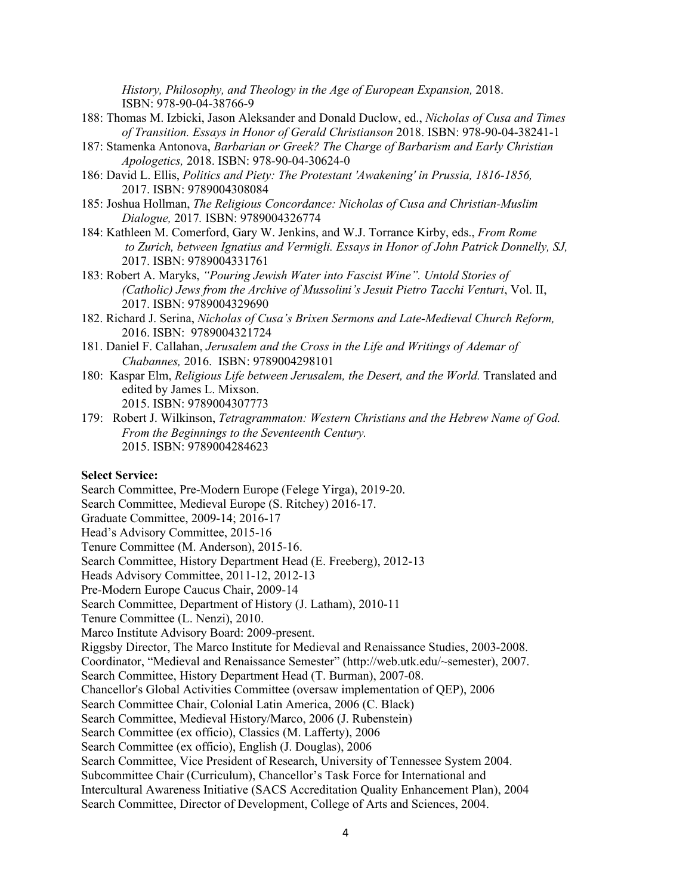*History, Philosophy, and Theology in the Age of European Expansion,* 2018. ISBN: 978-90-04-38766-9

188: Thomas M. Izbicki, Jason Aleksander and Donald Duclow, ed., *Nicholas of Cusa and Times of Transition. Essays in Honor of Gerald Christianson* 2018. ISBN: 978-90-04-38241-1

187: Stamenka Antonova, *Barbarian or Greek? The Charge of Barbarism and Early Christian Apologetics,* 2018. ISBN: 978-90-04-30624-0

186: David L. Ellis, *Politics and Piety: The Protestant 'Awakening' in Prussia, 1816-1856,* 2017. ISBN: 9789004308084

185: Joshua Hollman, *The Religious Concordance: Nicholas of Cusa and Christian-Muslim Dialogue,* 2017*.* ISBN: 9789004326774

184: Kathleen M. Comerford, Gary W. Jenkins, and W.J. Torrance Kirby, eds., *From Rome to Zurich, between Ignatius and Vermigli. Essays in Honor of John Patrick Donnelly, SJ,* 2017. ISBN: 9789004331761

183: Robert A. Maryks, *"Pouring Jewish Water into Fascist Wine". Untold Stories of (Catholic) Jews from the Archive of Mussolini's Jesuit Pietro Tacchi Venturi*, Vol. II, 2017. ISBN: 9789004329690

182. Richard J. Serina, *Nicholas of Cusa's Brixen Sermons and Late-Medieval Church Reform,* 2016. ISBN: 9789004321724

181. Daniel F. Callahan, *Jerusalem and the Cross in the Life and Writings of Ademar of Chabannes,* 2016. ISBN: 9789004298101

180: Kaspar Elm, *Religious Life between Jerusalem, the Desert, and the World.* Translated and edited by James L. Mixson. 2015. ISBN: 9789004307773

179: Robert J. Wilkinson, *Tetragrammaton: Western Christians and the Hebrew Name of God. From the Beginnings to the Seventeenth Century.* 2015. ISBN: 9789004284623

**Select Service:**

Search Committee, Pre-Modern Europe (Felege Yirga), 2019-20.
Search Committee, Medieval Europe (S. Ritchey) 2016-17.
Graduate Committee, 2009-14; 2016-17
Head's Advisory Committee, 2015-16
Tenure Committee (M. Anderson), 2015-16.
Search Committee, History Department Head (E. Freeberg), 2012-13
Heads Advisory Committee, 2011-12, 2012-13
Pre-Modern Europe Caucus Chair, 2009-14
Search Committee, Department of History (J. Latham), 2010-11
Tenure Committee (L. Nenzi), 2010.
Marco Institute Advisory Board: 2009-present.
Riggsby Director, The Marco Institute for Medieval and Renaissance Studies, 2003-2008.
Coordinator, "Medieval and Renaissance Semester" (http://web.utk.edu/~semester), 2007.
Search Committee, History Department Head (T. Burman), 2007-08.
Chancellor's Global Activities Committee (oversaw implementation of QEP), 2006
Search Committee Chair, Colonial Latin America, 2006 (C. Black)
Search Committee, Medieval History/Marco, 2006 (J. Rubenstein)
Search Committee (ex officio), Classics (M. Lafferty), 2006
Search Committee (ex officio), English (J. Douglas), 2006
Search Committee, Vice President of Research, University of Tennessee System 2004.
Subcommittee Chair (Curriculum), Chancellor's Task Force for International and Intercultural Awareness Initiative (SACS Accreditation Quality Enhancement Plan), 2004
Search Committee, Director of Development, College of Arts and Sciences, 2004.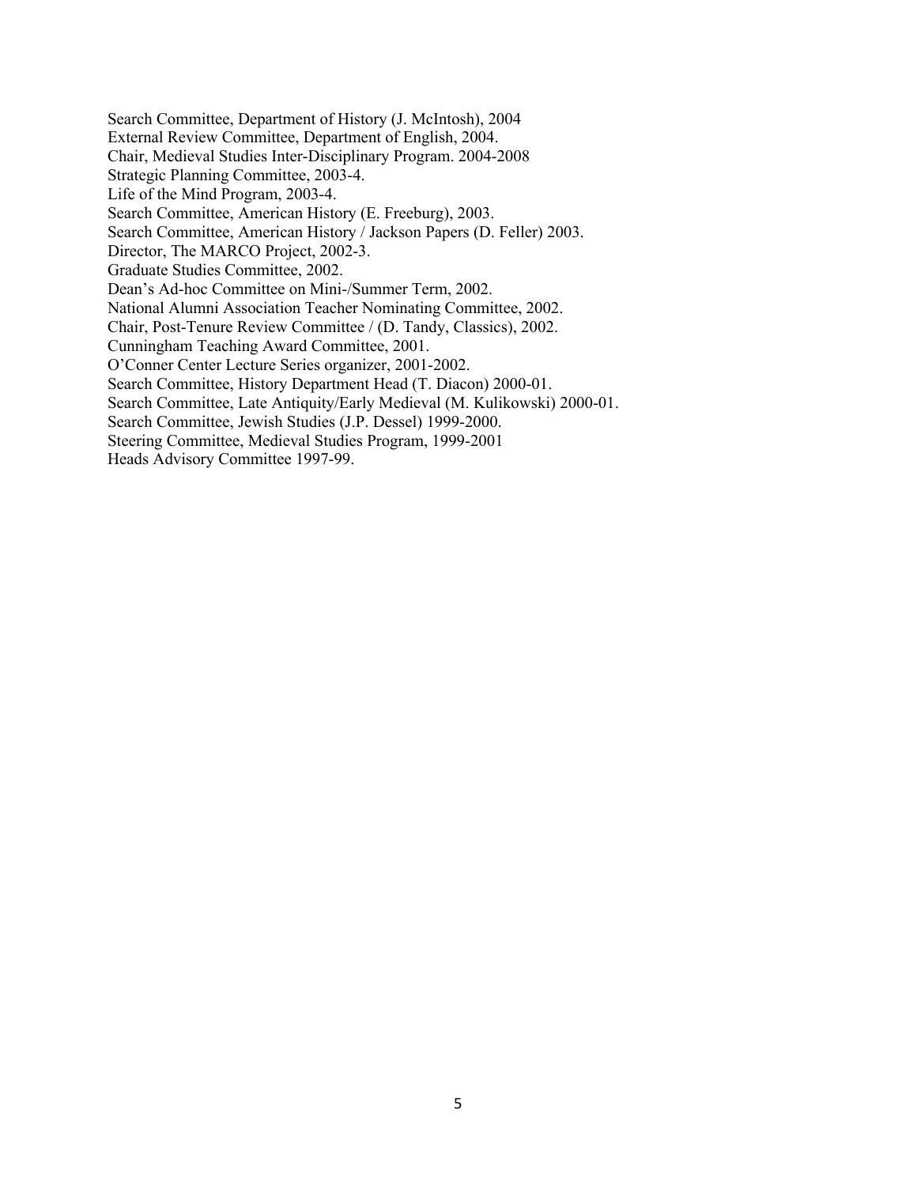Search Committee, Department of History (J. McIntosh), 2004
External Review Committee, Department of English, 2004.
Chair, Medieval Studies Inter-Disciplinary Program. 2004-2008
Strategic Planning Committee, 2003-4.
Life of the Mind Program, 2003-4.
Search Committee, American History (E. Freeburg), 2003.
Search Committee, American History / Jackson Papers (D. Feller) 2003.
Director, The MARCO Project, 2002-3.
Graduate Studies Committee, 2002.
Dean's Ad-hoc Committee on Mini-/Summer Term, 2002.
National Alumni Association Teacher Nominating Committee, 2002.
Chair, Post-Tenure Review Committee / (D. Tandy, Classics), 2002.
Cunningham Teaching Award Committee, 2001.
O'Conner Center Lecture Series organizer, 2001-2002.
Search Committee, History Department Head (T. Diacon) 2000-01.
Search Committee, Late Antiquity/Early Medieval (M. Kulikowski) 2000-01.
Search Committee, Jewish Studies (J.P. Dessel) 1999-2000.
Steering Committee, Medieval Studies Program, 1999-2001
Heads Advisory Committee 1997-99.